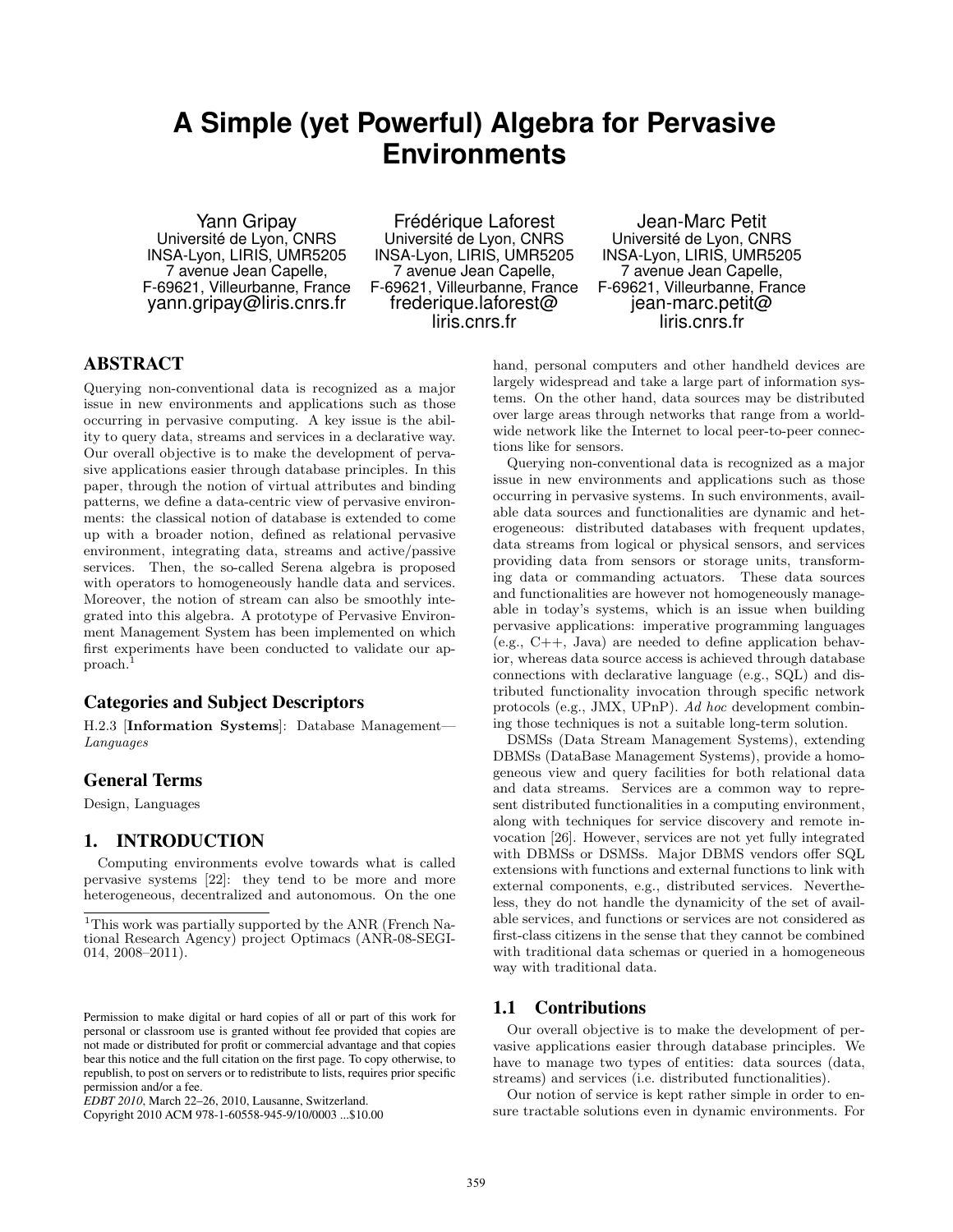# A Simple (yet Powerful) Algebra for Pervasive Environments

Yann Gripay
Université de Lyon, CNRS
INSA-Lyon, LIRIS, UMR5205
7 avenue Jean Capelle,
F-69621, Villeurbanne, France
yann.gripay@liris.cnrs.fr

Frédérique Laforest
Université de Lyon, CNRS
INSA-Lyon, LIRIS, UMR5205
7 avenue Jean Capelle,
F-69621, Villeurbanne, France
frederique.laforest@liris.cnrs.fr

Jean-Marc Petit
Université de Lyon, CNRS
INSA-Lyon, LIRIS, UMR5205
7 avenue Jean Capelle,
F-69621, Villeurbanne, France
jean-marc.petit@liris.cnrs.fr

## ABSTRACT

Querying non-conventional data is recognized as a major issue in new environments and applications such as those occurring in pervasive computing. A key issue is the ability to query data, streams and services in a declarative way. Our overall objective is to make the development of pervasive applications easier through database principles. In this paper, through the notion of virtual attributes and binding patterns, we define a data-centric view of pervasive environments: the classical notion of database is extended to come up with a broader notion, defined as relational pervasive environment, integrating data, streams and active/passive services. Then, the so-called Serena algebra is proposed with operators to homogeneously handle data and services. Moreover, the notion of stream can also be smoothly integrated into this algebra. A prototype of Pervasive Environment Management System has been implemented on which first experiments have been conducted to validate our approach.[1]

### Categories and Subject Descriptors

H.2.3 [**Information Systems**]: Database Management—*Languages*

### General Terms

Design, Languages

## 1. INTRODUCTION

Computing environments evolve towards what is called pervasive systems [22]: they tend to be more and more heterogeneous, decentralized and autonomous. On the one hand, personal computers and other handheld devices are largely widespread and take a large part of information systems. On the other hand, data sources may be distributed over large areas through networks that range from a worldwide network like the Internet to local peer-to-peer connections like for sensors.

Querying non-conventional data is recognized as a major issue in new environments and applications such as those occurring in pervasive systems. In such environments, available data sources and functionalities are dynamic and heterogeneous: distributed databases with frequent updates, data streams from logical or physical sensors, and services providing data from sensors or storage units, transforming data or commanding actuators. These data sources and functionalities are however not homogeneously manageable in today's systems, which is an issue when building pervasive applications: imperative programming languages (e.g., C++, Java) are needed to define application behavior, whereas data source access is achieved through database connections with declarative language (e.g., SQL) and distributed functionality invocation through specific network protocols (e.g., JMX, UPnP). *Ad hoc* development combining those techniques is not a suitable long-term solution.

DSMSs (Data Stream Management Systems), extending DBMSs (DataBase Management Systems), provide a homogeneous view and query facilities for both relational data and data streams. Services are a common way to represent distributed functionalities in a computing environment, along with techniques for service discovery and remote invocation [26]. However, services are not yet fully integrated with DBMSs or DSMSs. Major DBMS vendors offer SQL extensions with functions and external functions to link with external components, e.g., distributed services. Nevertheless, they do not handle the dynamicity of the set of available services, and functions or services are not considered as first-class citizens in the sense that they cannot be combined with traditional data schemas or queried in a homogeneous way with traditional data.

### 1.1 Contributions

Our overall objective is to make the development of pervasive applications easier through database principles. We have to manage two types of entities: data sources (data, streams) and services (i.e. distributed functionalities).

Our notion of service is kept rather simple in order to ensure tractable solutions even in dynamic environments. For

[1] This work was partially supported by the ANR (French National Research Agency) project Optimacs (ANR-08-SEGI-014, 2008–2011).

Permission to make digital or hard copies of all or part of this work for personal or classroom use is granted without fee provided that copies are not made or distributed for profit or commercial advantage and that copies bear this notice and the full citation on the first page. To copy otherwise, to republish, to post on servers or to redistribute to lists, requires prior specific permission and/or a fee.
*EDBT 2010*, March 22–26, 2010, Lausanne, Switzerland.
Copyright 2010 ACM 978-1-60558-945-9/10/0003 ...$10.00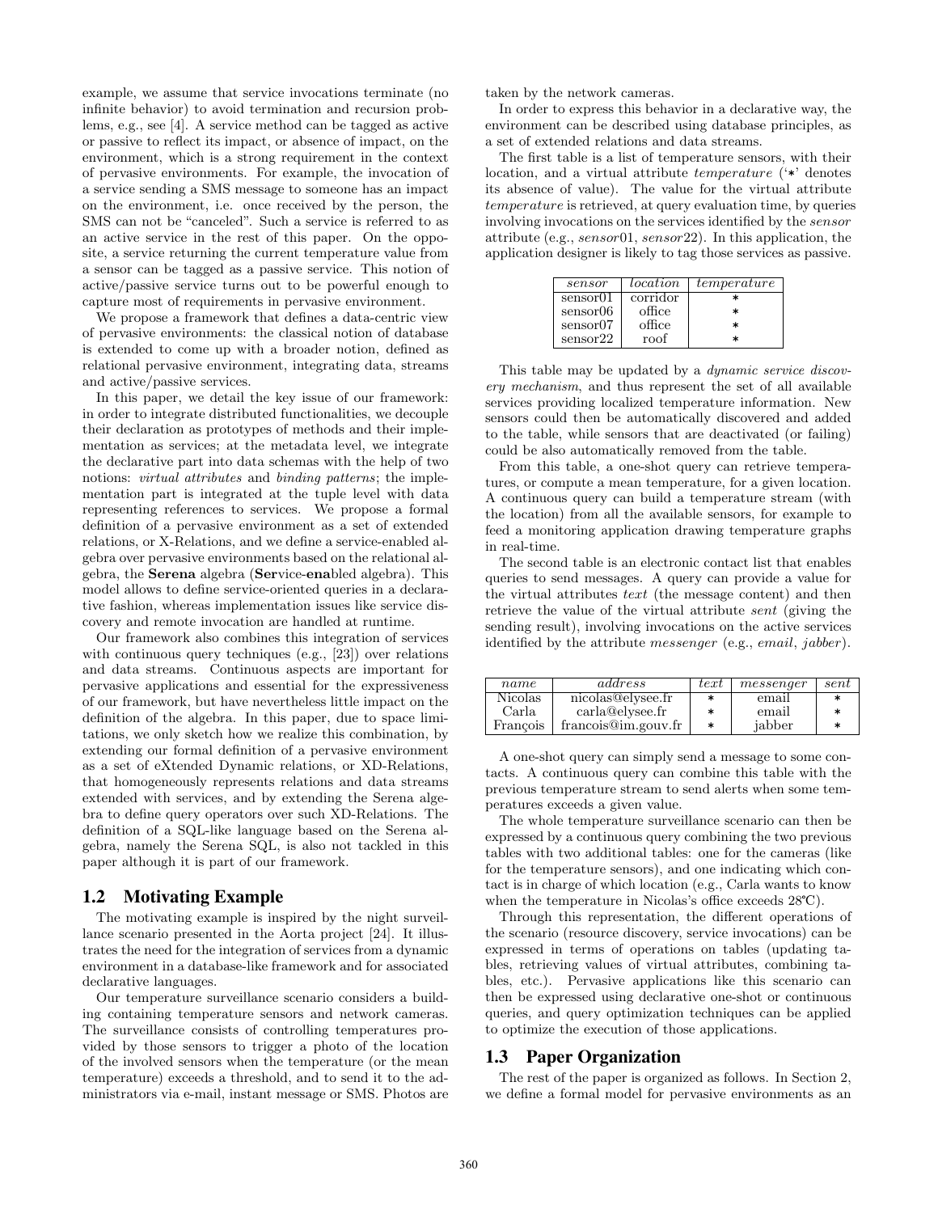example, we assume that service invocations terminate (no infinite behavior) to avoid termination and recursion problems, e.g., see [4]. A service method can be tagged as active or passive to reflect its impact, or absence of impact, on the environment, which is a strong requirement in the context of pervasive environments. For example, the invocation of a service sending a SMS message to someone has an impact on the environment, i.e. once received by the person, the SMS can not be "canceled". Such a service is referred to as an active service in the rest of this paper. On the opposite, a service returning the current temperature value from a sensor can be tagged as a passive service. This notion of active/passive service turns out to be powerful enough to capture most of requirements in pervasive environment.

We propose a framework that defines a data-centric view of pervasive environments: the classical notion of database is extended to come up with a broader notion, defined as relational pervasive environment, integrating data, streams and active/passive services.

In this paper, we detail the key issue of our framework: in order to integrate distributed functionalities, we decouple their declaration as prototypes of methods and their implementation as services; at the metadata level, we integrate the declarative part into data schemas with the help of two notions: *virtual attributes* and *binding patterns*; the implementation part is integrated at the tuple level with data representing references to services. We propose a formal definition of a pervasive environment as a set of extended relations, or X-Relations, and we define a service-enabled algebra over pervasive environments based on the relational algebra, the **Serena** algebra (**Ser**vice-**ena**bled algebra). This model allows to define service-oriented queries in a declarative fashion, whereas implementation issues like service discovery and remote invocation are handled at runtime.

Our framework also combines this integration of services with continuous query techniques (e.g., [23]) over relations and data streams. Continuous aspects are important for pervasive applications and essential for the expressiveness of our framework, but have nevertheless little impact on the definition of the algebra. In this paper, due to space limitations, we only sketch how we realize this combination, by extending our formal definition of a pervasive environment as a set of eXtended Dynamic relations, or XD-Relations, that homogeneously represents relations and data streams extended with services, and by extending the Serena algebra to define query operators over such XD-Relations. The definition of a SQL-like language based on the Serena algebra, namely the Serena SQL, is also not tackled in this paper although it is part of our framework.

## 1.2 Motivating Example

The motivating example is inspired by the night surveillance scenario presented in the Aorta project [24]. It illustrates the need for the integration of services from a dynamic environment in a database-like framework and for associated declarative languages.

Our temperature surveillance scenario considers a building containing temperature sensors and network cameras. The surveillance consists of controlling temperatures provided by those sensors to trigger a photo of the location of the involved sensors when the temperature (or the mean temperature) exceeds a threshold, and to send it to the administrators via e-mail, instant message or SMS. Photos are taken by the network cameras.

In order to express this behavior in a declarative way, the environment can be described using database principles, as a set of extended relations and data streams.

The first table is a list of temperature sensors, with their location, and a virtual attribute *temperature* ('∗' denotes its absence of value). The value for the virtual attribute *temperature* is retrieved, at query evaluation time, by queries involving invocations on the services identified by the *sensor* attribute (e.g., *sensor*01, *sensor*22). In this application, the application designer is likely to tag those services as passive.

| *sensor* | *location* | *temperature* |
|---|---|---|
| sensor01 | corridor | ∗ |
| sensor06 | office | ∗ |
| sensor07 | office | ∗ |
| sensor22 | roof | ∗ |

This table may be updated by a *dynamic service discovery mechanism*, and thus represent the set of all available services providing localized temperature information. New sensors could then be automatically discovered and added to the table, while sensors that are deactivated (or failing) could be also automatically removed from the table.

From this table, a one-shot query can retrieve temperatures, or compute a mean temperature, for a given location. A continuous query can build a temperature stream (with the location) from all the available sensors, for example to feed a monitoring application drawing temperature graphs in real-time.

The second table is an electronic contact list that enables queries to send messages. A query can provide a value for the virtual attributes *text* (the message content) and then retrieve the value of the virtual attribute *sent* (giving the sending result), involving invocations on the active services identified by the attribute *messenger* (e.g., *email*, *jabber*).

| *name* | *address* | *text* | *messenger* | *sent* |
|---|---|---|---|---|
| Nicolas | nicolas@elysee.fr | ∗ | email | ∗ |
| Carla | carla@elysee.fr | ∗ | email | ∗ |
| François | francois@im.gouv.fr | ∗ | jabber | ∗ |

A one-shot query can simply send a message to some contacts. A continuous query can combine this table with the previous temperature stream to send alerts when some temperatures exceeds a given value.

The whole temperature surveillance scenario can then be expressed by a continuous query combining the two previous tables with two additional tables: one for the cameras (like for the temperature sensors), and one indicating which contact is in charge of which location (e.g., Carla wants to know when the temperature in Nicolas's office exceeds 28℃).

Through this representation, the different operations of the scenario (resource discovery, service invocations) can be expressed in terms of operations on tables (updating tables, retrieving values of virtual attributes, combining tables, etc.). Pervasive applications like this scenario can then be expressed using declarative one-shot or continuous queries, and query optimization techniques can be applied to optimize the execution of those applications.

## 1.3 Paper Organization

The rest of the paper is organized as follows. In Section 2, we define a formal model for pervasive environments as an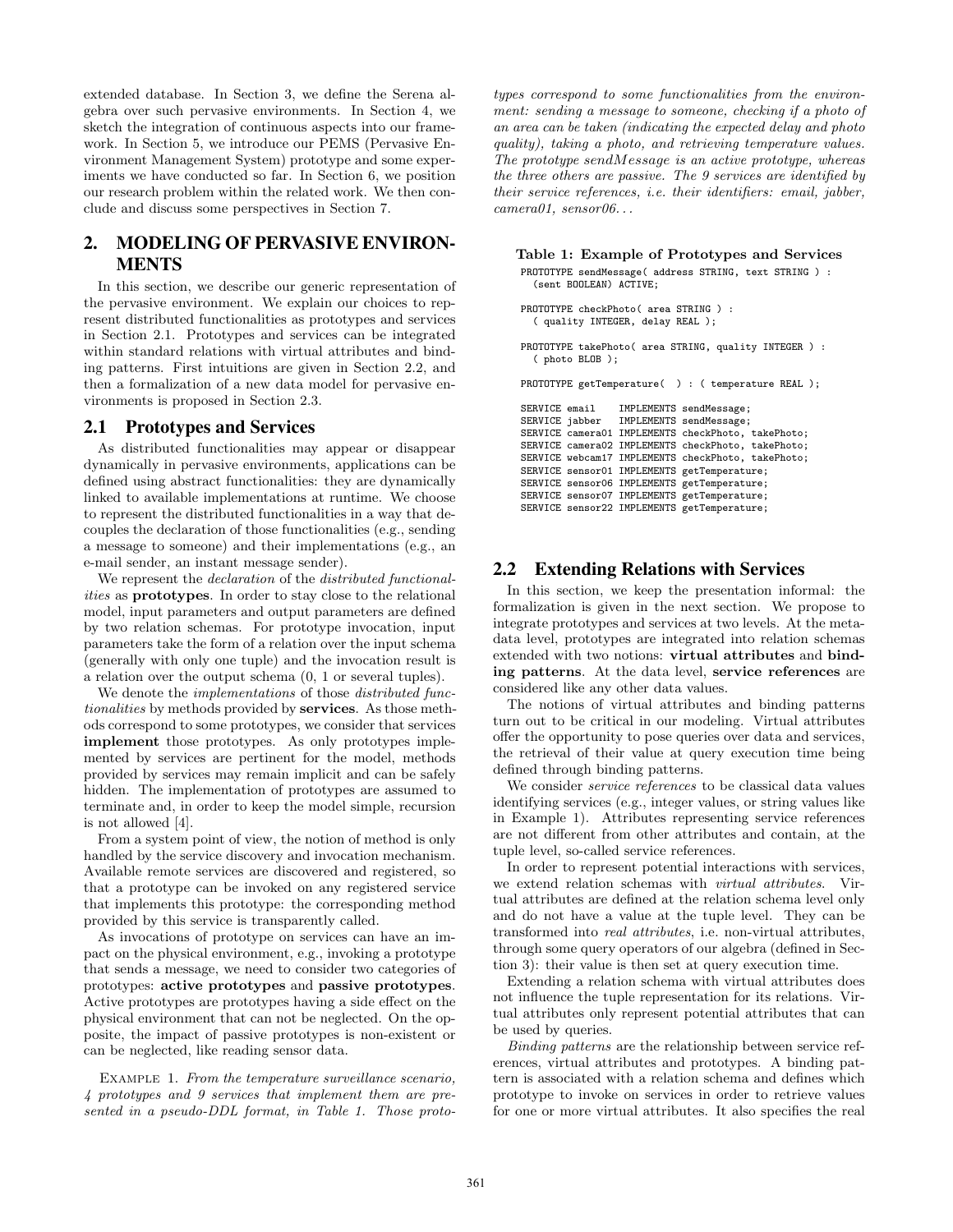extended database. In Section 3, we define the Serena algebra over such pervasive environments. In Section 4, we sketch the integration of continuous aspects into our framework. In Section 5, we introduce our PEMS (Pervasive Environment Management System) prototype and some experiments we have conducted so far. In Section 6, we position our research problem within the related work. We then conclude and discuss some perspectives in Section 7.

## 2. MODELING OF PERVASIVE ENVIRONMENTS

In this section, we describe our generic representation of the pervasive environment. We explain our choices to represent distributed functionalities as prototypes and services in Section 2.1. Prototypes and services can be integrated within standard relations with virtual attributes and binding patterns. First intuitions are given in Section 2.2, and then a formalization of a new data model for pervasive environments is proposed in Section 2.3.

### 2.1 Prototypes and Services

As distributed functionalities may appear or disappear dynamically in pervasive environments, applications can be defined using abstract functionalities: they are dynamically linked to available implementations at runtime. We choose to represent the distributed functionalities in a way that decouples the declaration of those functionalities (e.g., sending a message to someone) and their implementations (e.g., an e-mail sender, an instant message sender).

We represent the *declaration* of the *distributed functionalities* as **prototypes**. In order to stay close to the relational model, input parameters and output parameters are defined by two relation schemas. For prototype invocation, input parameters take the form of a relation over the input schema (generally with only one tuple) and the invocation result is a relation over the output schema (0, 1 or several tuples).

We denote the *implementations* of those *distributed functionalities* by methods provided by **services**. As those methods correspond to some prototypes, we consider that services **implement** those prototypes. As only prototypes implemented by services are pertinent for the model, methods provided by services may remain implicit and can be safely hidden. The implementation of prototypes are assumed to terminate and, in order to keep the model simple, recursion is not allowed [4].

From a system point of view, the notion of method is only handled by the service discovery and invocation mechanism. Available remote services are discovered and registered, so that a prototype can be invoked on any registered service that implements this prototype: the corresponding method provided by this service is transparently called.

As invocations of prototype on services can have an impact on the physical environment, e.g., invoking a prototype that sends a message, we need to consider two categories of prototypes: **active prototypes** and **passive prototypes**. Active prototypes are prototypes having a side effect on the physical environment that can not be neglected. On the opposite, the impact of passive prototypes is non-existent or can be neglected, like reading sensor data.

Example 1. *From the temperature surveillance scenario, 4 prototypes and 9 services that implement them are presented in a pseudo-DDL format, in Table 1. Those prototypes correspond to some functionalities from the environment: sending a message to someone, checking if a photo of an area can be taken (indicating the expected delay and photo quality), taking a photo, and retrieving temperature values. The prototype $sendMessage$ is an active prototype, whereas the three others are passive. The 9 services are identified by their service references, i.e. their identifiers: email, jabber, camera01, sensor06...*

**Table 1: Example of Prototypes and Services**

```
PROTOTYPE sendMessage( address STRING, text STRING ) :
  (sent BOOLEAN) ACTIVE;

PROTOTYPE checkPhoto( area STRING ) :
  ( quality INTEGER, delay REAL );

PROTOTYPE takePhoto( area STRING, quality INTEGER ) :
  ( photo BLOB );

PROTOTYPE getTemperature(  ) : ( temperature REAL );

SERVICE email    IMPLEMENTS sendMessage;
SERVICE jabber   IMPLEMENTS sendMessage;
SERVICE camera01 IMPLEMENTS checkPhoto, takePhoto;
SERVICE camera02 IMPLEMENTS checkPhoto, takePhoto;
SERVICE webcam17 IMPLEMENTS checkPhoto, takePhoto;
SERVICE sensor01 IMPLEMENTS getTemperature;
SERVICE sensor06 IMPLEMENTS getTemperature;
SERVICE sensor07 IMPLEMENTS getTemperature;
SERVICE sensor22 IMPLEMENTS getTemperature;
```

### 2.2 Extending Relations with Services

In this section, we keep the presentation informal: the formalization is given in the next section. We propose to integrate prototypes and services at two levels. At the metadata level, prototypes are integrated into relation schemas extended with two notions: **virtual attributes** and **binding patterns**. At the data level, **service references** are considered like any other data values.

The notions of virtual attributes and binding patterns turn out to be critical in our modeling. Virtual attributes offer the opportunity to pose queries over data and services, the retrieval of their value at query execution time being defined through binding patterns.

We consider *service references* to be classical data values identifying services (e.g., integer values, or string values like in Example 1). Attributes representing service references are not different from other attributes and contain, at the tuple level, so-called service references.

In order to represent potential interactions with services, we extend relation schemas with *virtual attributes*. Virtual attributes are defined at the relation schema level only and do not have a value at the tuple level. They can be transformed into *real attributes*, i.e. non-virtual attributes, through some query operators of our algebra (defined in Section 3): their value is then set at query execution time.

Extending a relation schema with virtual attributes does not influence the tuple representation for its relations. Virtual attributes only represent potential attributes that can be used by queries.

*Binding patterns* are the relationship between service references, virtual attributes and prototypes. A binding pattern is associated with a relation schema and defines which prototype to invoke on services in order to retrieve values for one or more virtual attributes. It also specifies the real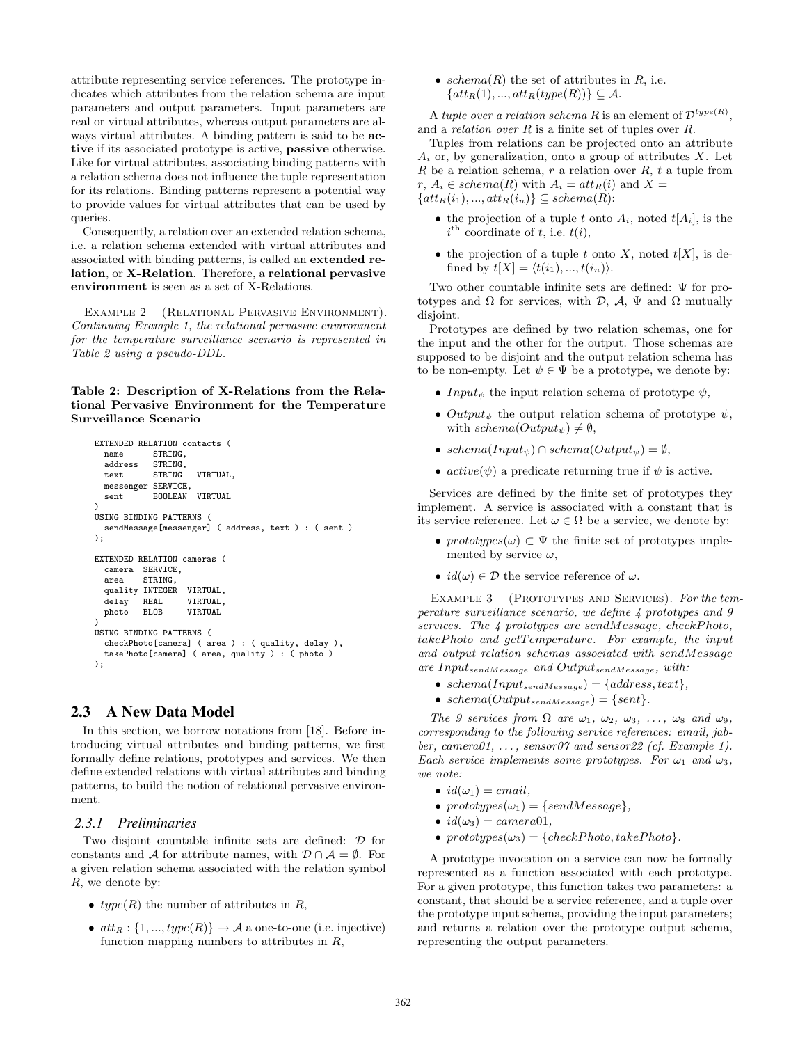attribute representing service references. The prototype indicates which attributes from the relation schema are input parameters and output parameters. Input parameters are real or virtual attributes, whereas output parameters are always virtual attributes. A binding pattern is said to be **active** if its associated prototype is active, **passive** otherwise. Like for virtual attributes, associating binding patterns with a relation schema does not influence the tuple representation for its relations. Binding patterns represent a potential way to provide values for virtual attributes that can be used by queries.

Consequently, a relation over an extended relation schema, i.e. a relation schema extended with virtual attributes and associated with binding patterns, is called an **extended relation**, or **X-Relation**. Therefore, a **relational pervasive environment** is seen as a set of X-Relations.

Example 2 (Relational Pervasive Environment). *Continuing Example 1, the relational pervasive environment for the temperature surveillance scenario is represented in Table 2 using a pseudo-DDL.*

**Table 2: Description of X-Relations from the Relational Pervasive Environment for the Temperature Surveillance Scenario**

```
EXTENDED RELATION contacts (
  name      STRING,
  address   STRING,
  text      STRING   VIRTUAL,
  messenger SERVICE,
  sent      BOOLEAN  VIRTUAL
)
USING BINDING PATTERNS (
  sendMessage[messenger] ( address, text ) : ( sent )
);

EXTENDED RELATION cameras (
  camera  SERVICE,
  area    STRING,
  quality INTEGER  VIRTUAL,
  delay   REAL     VIRTUAL,
  photo   BLOB     VIRTUAL
)
USING BINDING PATTERNS (
  checkPhoto[camera] ( area ) : ( quality, delay ),
  takePhoto[camera] ( area, quality ) : ( photo )
);
```

## 2.3 A New Data Model

In this section, we borrow notations from [18]. Before introducing virtual attributes and binding patterns, we first formally define relations, prototypes and services. We then define extended relations with virtual attributes and binding patterns, to build the notion of relational pervasive environment.

### 2.3.1 Preliminaries

Two disjoint countable infinite sets are defined: $\mathcal{D}$ for constants and $\mathcal{A}$ for attribute names, with $\mathcal{D} \cap \mathcal{A} = \emptyset$. For a given relation schema associated with the relation symbol $R$, we denote by:

- $type(R)$ the number of attributes in $R$,
- $att_R : \{1, ..., type(R)\} \rightarrow \mathcal{A}$ a one-to-one (i.e. injective) function mapping numbers to attributes in $R$,
- $schema(R)$ the set of attributes in $R$, i.e. $\{att_R(1), ..., att_R(type(R))\} \subseteq \mathcal{A}$.

A *tuple over a relation schema* $R$ is an element of $\mathcal{D}^{type(R)}$, and a *relation over* $R$ is a finite set of tuples over $R$.

Tuples from relations can be projected onto an attribute $A_i$ or, by generalization, onto a group of attributes $X$. Let $R$ be a relation schema, $r$ a relation over $R$, $t$ a tuple from $r$, $A_i \in schema(R)$ with $A_i = att_R(i)$ and $X = \{att_R(i_1), ..., att_R(i_n)\} \subseteq schema(R)$:

- the projection of a tuple $t$ onto $A_i$, noted $t[A_i]$, is the $i^{\text{th}}$ coordinate of $t$, i.e. $t(i)$,
- the projection of a tuple $t$ onto $X$, noted $t[X]$, is defined by $t[X] = \langle t(i_1), ..., t(i_n) \rangle$.

Two other countable infinite sets are defined: $\Psi$ for prototypes and $\Omega$ for services, with $\mathcal{D}$, $\mathcal{A}$, $\Psi$ and $\Omega$ mutually disjoint.

Prototypes are defined by two relation schemas, one for the input and the other for the output. Those schemas are supposed to be disjoint and the output relation schema has to be non-empty. Let $\psi \in \Psi$ be a prototype, we denote by:

- $Input_\psi$ the input relation schema of prototype $\psi$,
- $Output_\psi$ the output relation schema of prototype $\psi$, with $schema(Output_\psi) \neq \emptyset$,
- $schema(Input_\psi) \cap schema(Output_\psi) = \emptyset$,
- $active(\psi)$ a predicate returning true if $\psi$ is active.

Services are defined by the finite set of prototypes they implement. A service is associated with a constant that is its service reference. Let $\omega \in \Omega$ be a service, we denote by:

- $prototypes(\omega) \subset \Psi$ the finite set of prototypes implemented by service $\omega$,
- $id(\omega) \in \mathcal{D}$ the service reference of $\omega$.

Example 3 (Prototypes and Services). *For the temperature surveillance scenario, we define 4 prototypes and 9 services. The 4 prototypes are sendMessage, checkPhoto, takePhoto and getTemperature. For example, the input and output relation schemas associated with sendMessage are $Input_{sendMessage}$ and $Output_{sendMessage}$, with:*

- $schema(Input_{sendMessage}) = \{address, text\}$,
- $schema(Output_{sendMessage}) = \{sent\}$.

*The 9 services from $\Omega$ are $\omega_1$, $\omega_2$, $\omega_3$, ..., $\omega_8$ and $\omega_9$, corresponding to the following service references: email, jabber, camera01, ..., sensor07 and sensor22 (cf. Example 1). Each service implements some prototypes. For $\omega_1$ and $\omega_3$, we note:*

- $id(\omega_1) = email$,
- $prototypes(\omega_1) = \{sendMessage\}$,
- $id(\omega_3) = camera01$,
- $prototypes(\omega_3) = \{checkPhoto, takePhoto\}$.

A prototype invocation on a service can now be formally represented as a function associated with each prototype. For a given prototype, this function takes two parameters: a constant, that should be a service reference, and a tuple over the prototype input schema, providing the input parameters; and returns a relation over the prototype output schema, representing the output parameters.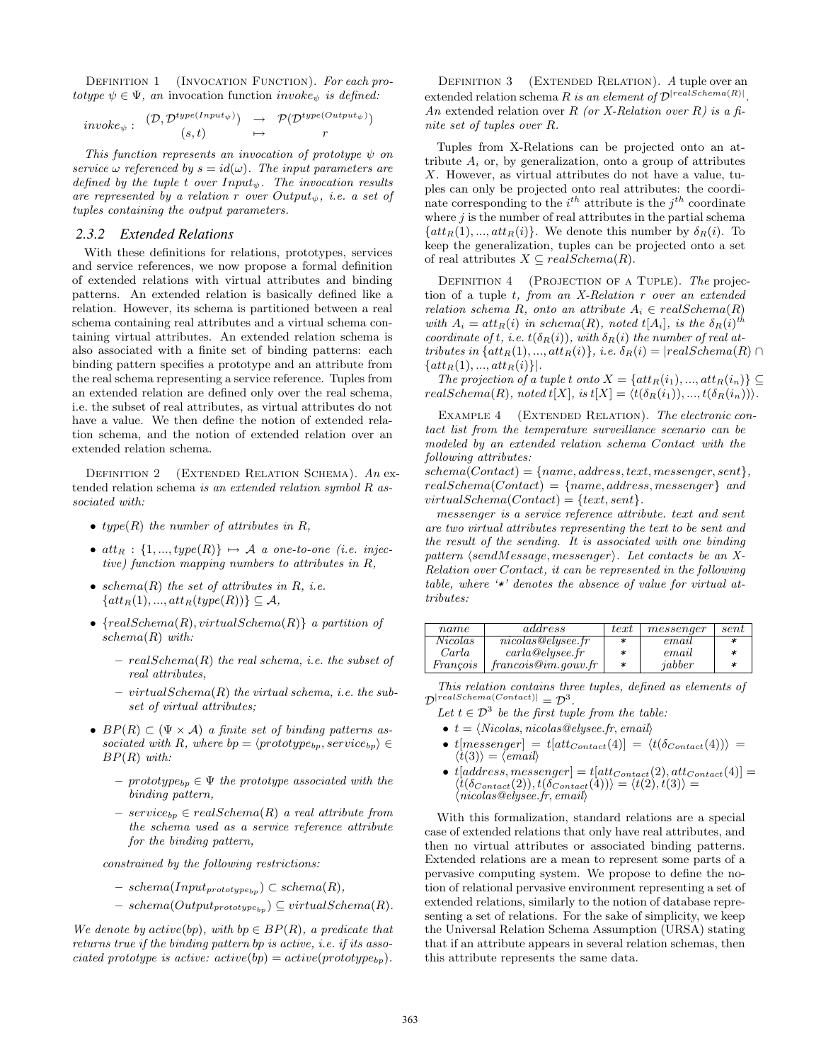Definition 1 (Invocation Function). *For each prototype $\psi \in \Psi$, an* invocation function $invoke_\psi$ *is defined:*

$$invoke_\psi : \begin{array}{ccc} (\mathcal{D}, \mathcal{D}^{type(Input_\psi)}) & \rightarrow & \mathcal{P}(\mathcal{D}^{type(Output_\psi)}) \\ (s,t) & \mapsto & r \end{array}$$

*This function represents an invocation of prototype $\psi$ on service $\omega$ referenced by $s = id(\omega)$. The input parameters are defined by the tuple $t$ over $Input_\psi$. The invocation results are represented by a relation $r$ over $Output_\psi$, i.e. a set of tuples containing the output parameters.*

### 2.3.2 Extended Relations

With these definitions for relations, prototypes, services and service references, we now propose a formal definition of extended relations with virtual attributes and binding patterns. An extended relation is basically defined like a relation. However, its schema is partitioned between a real schema containing real attributes and a virtual schema containing virtual attributes. An extended relation schema is also associated with a finite set of binding patterns: each binding pattern specifies a prototype and an attribute from the real schema representing a service reference. Tuples from an extended relation are defined only over the real schema, i.e. the subset of real attributes, as virtual attributes do not have a value. We then define the notion of extended relation schema, and the notion of extended relation over an extended relation schema.

Definition 2 (Extended Relation Schema). *An* extended relation schema *is an extended relation symbol $R$ associated with:*

- *$type(R)$ the number of attributes in $R$,*
- *$att_R : \{1, ..., type(R)\} \mapsto \mathcal{A}$ a one-to-one (i.e. injective) function mapping numbers to attributes in $R$,*
- *$schema(R)$ the set of attributes in $R$, i.e. $\{att_R(1), ..., att_R(type(R))\} \subseteq \mathcal{A}$,*
- *$\{realSchema(R), virtualSchema(R)\}$ a partition of $schema(R)$ with:*
  - *$realSchema(R)$ the real schema, i.e. the subset of real attributes,*
  - *$virtualSchema(R)$ the virtual schema, i.e. the subset of virtual attributes;*
- *$BP(R) \subset (\Psi \times \mathcal{A})$ a finite set of binding patterns associated with $R$, where $bp = \langle prototype_{bp}, service_{bp}\rangle \in BP(R)$ with:*
  - *$prototype_{bp} \in \Psi$ the prototype associated with the binding pattern,*
  - *$service_{bp} \in realSchema(R)$ a real attribute from the schema used as a service reference attribute for the binding pattern,*

  *constrained by the following restrictions:*

  - *$schema(Input_{prototype_{bp}}) \subset schema(R)$,*
  - *$schema(Output_{prototype_{bp}}) \subseteq virtualSchema(R)$.*

*We denote by $active(bp)$, with $bp \in BP(R)$, a predicate that returns true if the binding pattern $bp$ is active, i.e. if its associated prototype is active: $active(bp) = active(prototype_{bp})$.*

Definition 3 (Extended Relation). *A tuple over an extended relation schema $R$ is an element of $\mathcal{D}^{|realSchema(R)|}$. An* extended relation *over $R$ (or X-Relation over $R$) is a finite set of tuples over $R$.*

Tuples from X-Relations can be projected onto an attribute $A_i$ or, by generalization, onto a group of attributes $X$. However, as virtual attributes do not have a value, tuples can only be projected onto real attributes: the coordinate corresponding to the $i^{th}$ attribute is the $j^{th}$ coordinate where $j$ is the number of real attributes in the partial schema $\{att_R(1), ..., att_R(i)\}$. We denote this number by $\delta_R(i)$. To keep the generalization, tuples can be projected onto a set of real attributes $X \subseteq realSchema(R)$.

Definition 4 (Projection of a Tuple). *The* projection *of a tuple $t$, from an X-Relation $r$ over an extended relation schema $R$, onto an attribute $A_i \in realSchema(R)$ with $A_i = att_R(i)$ in $schema(R)$, noted $t[A_i]$, is the $\delta_R(i)^{th}$ coordinate of $t$, i.e. $t(\delta_R(i))$, with $\delta_R(i)$ the number of real attributes in $\{att_R(1), ..., att_R(i)\}$, i.e. $\delta_R(i) = |realSchema(R) \cap \{att_R(1), ..., att_R(i)\}|$.*

*The projection of a tuple $t$ onto $X = \{att_R(i_1), ..., att_R(i_n)\} \subseteq realSchema(R)$, noted $t[X]$, is $t[X] = \langle t(\delta_R(i_1)), ..., t(\delta_R(i_n))\rangle$.*

Example 4 (Extended Relation). *The electronic contact list from the temperature surveillance scenario can be modeled by an extended relation schema Contact with the following attributes:*
*$schema(Contact) = \{name, address, text, messenger, sent\}$, $realSchema(Contact) = \{name, address, messenger\}$ and $virtualSchema(Contact) = \{text, sent\}$.*

*messenger is a service reference attribute. text and sent are two virtual attributes representing the text to be sent and the result of the sending. It is associated with one binding pattern $\langle sendMessage, messenger\rangle$. Let contacts be an X-Relation over Contact, it can be represented in the following table, where '*' denotes the absence of value for virtual attributes:*

| *name* | *address* | *text* | *messenger* | *sent* |
|---|---|---|---|---|
| *Nicolas* | *nicolas@elysee.fr* | * | *email* | * |
| *Carla* | *carla@elysee.fr* | * | *email* | * |
| *François* | *francois@im.gouv.fr* | * | *jabber* | * |

*This relation contains three tuples, defined as elements of $\mathcal{D}^{|realSchema(Contact)|} = \mathcal{D}^3$.*

*Let $t \in \mathcal{D}^3$ be the first tuple from the table:*

- *$t = \langle Nicolas, nicolas@elysee.fr, email\rangle$*
- *$t[messenger] = t[att_{Contact}(4)] = \langle t(\delta_{Contact}(4))\rangle = \langle t(3)\rangle = \langle email\rangle$*
- *$t[address, messenger] = t[att_{Contact}(2), att_{Contact}(4)] = \langle t(\delta_{Contact}(2)), t(\delta_{Contact}(4))\rangle = \langle t(2), t(3)\rangle = \langle nicolas@elysee.fr, email\rangle$*

With this formalization, standard relations are a special case of extended relations that only have real attributes, and then no virtual attributes or associated binding patterns. Extended relations are a mean to represent some parts of a pervasive computing system. We propose to define the notion of relational pervasive environment representing a set of extended relations, similarly to the notion of database representing a set of relations. For the sake of simplicity, we keep the Universal Relation Schema Assumption (URSA) stating that if an attribute appears in several relation schemas, then this attribute represents the same data.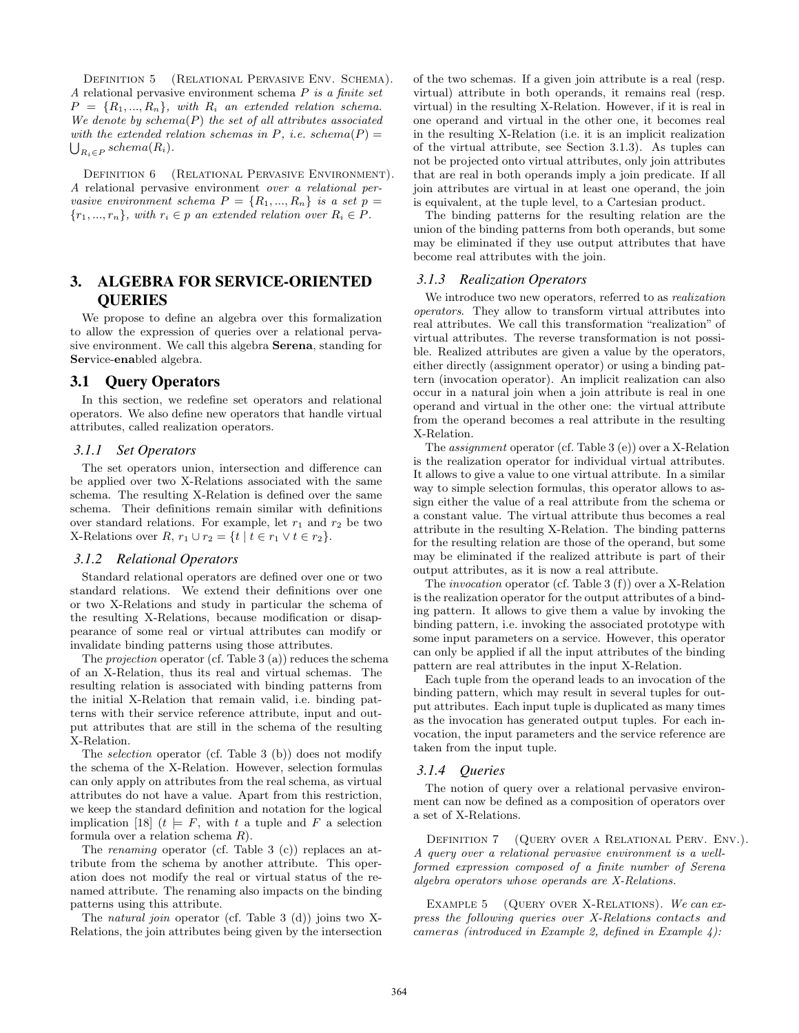Definition 5 (Relational Pervasive Env. Schema). *A relational pervasive environment schema $P$ is a finite set $P = \{R_1, ..., R_n\}$, with $R_i$ an extended relation schema. We denote by $schema(P)$ the set of all attributes associated with the extended relation schemas in $P$, i.e. $schema(P) = \bigcup_{R_i \in P} schema(R_i)$.*

Definition 6 (Relational Pervasive Environment). *A relational pervasive environment over a relational pervasive environment schema $P = \{R_1, ..., R_n\}$ is a set $p = \{r_1, ..., r_n\}$, with $r_i \in p$ an extended relation over $R_i \in P$.*

# 3. ALGEBRA FOR SERVICE-ORIENTED QUERIES

We propose to define an algebra over this formalization to allow the expression of queries over a relational pervasive environment. We call this algebra **Serena**, standing for **Ser**vice-**ena**bled algebra.

## 3.1 Query Operators

In this section, we redefine set operators and relational operators. We also define new operators that handle virtual attributes, called realization operators.

### 3.1.1 Set Operators

The set operators union, intersection and difference can be applied over two X-Relations associated with the same schema. The resulting X-Relation is defined over the same schema. Their definitions remain similar with definitions over standard relations. For example, let $r_1$ and $r_2$ be two X-Relations over $R$, $r_1 \cup r_2 = \{t \mid t \in r_1 \vee t \in r_2\}$.

### 3.1.2 Relational Operators

Standard relational operators are defined over one or two standard relations. We extend their definitions over one or two X-Relations and study in particular the schema of the resulting X-Relations, because modification or disappearance of some real or virtual attributes can modify or invalidate binding patterns using those attributes.

The *projection* operator (cf. Table 3 (a)) reduces the schema of an X-Relation, thus its real and virtual schemas. The resulting relation is associated with binding patterns from the initial X-Relation that remain valid, i.e. binding patterns with their service reference attribute, input and output attributes that are still in the schema of the resulting X-Relation.

The *selection* operator (cf. Table 3 (b)) does not modify the schema of the X-Relation. However, selection formulas can only apply on attributes from the real schema, as virtual attributes do not have a value. Apart from this restriction, we keep the standard definition and notation for the logical implication [18] ($t \models F$, with $t$ a tuple and $F$ a selection formula over a relation schema $R$).

The *renaming* operator (cf. Table 3 (c)) replaces an attribute from the schema by another attribute. This operation does not modify the real or virtual status of the renamed attribute. The renaming also impacts on the binding patterns using this attribute.

The *natural join* operator (cf. Table 3 (d)) joins two X-Relations, the join attributes being given by the intersection of the two schemas. If a given join attribute is a real (resp. virtual) attribute in both operands, it remains real (resp. virtual) in the resulting X-Relation. However, if it is real in one operand and virtual in the other one, it becomes real in the resulting X-Relation (i.e. it is an implicit realization of the virtual attribute, see Section 3.1.3). As tuples can not be projected onto virtual attributes, only join attributes that are real in both operands imply a join predicate. If all join attributes are virtual in at least one operand, the join is equivalent, at the tuple level, to a Cartesian product.

The binding patterns for the resulting relation are the union of the binding patterns from both operands, but some may be eliminated if they use output attributes that have become real attributes with the join.

### 3.1.3 Realization Operators

We introduce two new operators, referred to as *realization operators*. They allow to transform virtual attributes into real attributes. We call this transformation "realization" of virtual attributes. The reverse transformation is not possible. Realized attributes are given a value by the operators, either directly (assignment operator) or using a binding pattern (invocation operator). An implicit realization can also occur in a natural join when a join attribute is real in one operand and virtual in the other one: the virtual attribute from the operand becomes a real attribute in the resulting X-Relation.

The *assignment* operator (cf. Table 3 (e)) over a X-Relation is the realization operator for individual virtual attributes. It allows to give a value to one virtual attribute. In a similar way to simple selection formulas, this operator allows to assign either the value of a real attribute from the schema or a constant value. The virtual attribute thus becomes a real attribute in the resulting X-Relation. The binding patterns for the resulting relation are those of the operand, but some may be eliminated if the realized attribute is part of their output attributes, as it is now a real attribute.

The *invocation* operator (cf. Table 3 (f)) over a X-Relation is the realization operator for the output attributes of a binding pattern. It allows to give them a value by invoking the binding pattern, i.e. invoking the associated prototype with some input parameters on a service. However, this operator can only be applied if all the input attributes of the binding pattern are real attributes in the input X-Relation.

Each tuple from the operand leads to an invocation of the binding pattern, which may result in several tuples for output attributes. Each input tuple is duplicated as many times as the invocation has generated output tuples. For each invocation, the input parameters and the service reference are taken from the input tuple.

### 3.1.4 Queries

The notion of query over a relational pervasive environment can now be defined as a composition of operators over a set of X-Relations.

Definition 7 (Query over a Relational Perv. Env.). *A query over a relational pervasive environment is a well-formed expression composed of a finite number of Serena algebra operators whose operands are X-Relations.*

Example 5 (Query over X-Relations). *We can express the following queries over X-Relations contacts and cameras (introduced in Example 2, defined in Example 4):*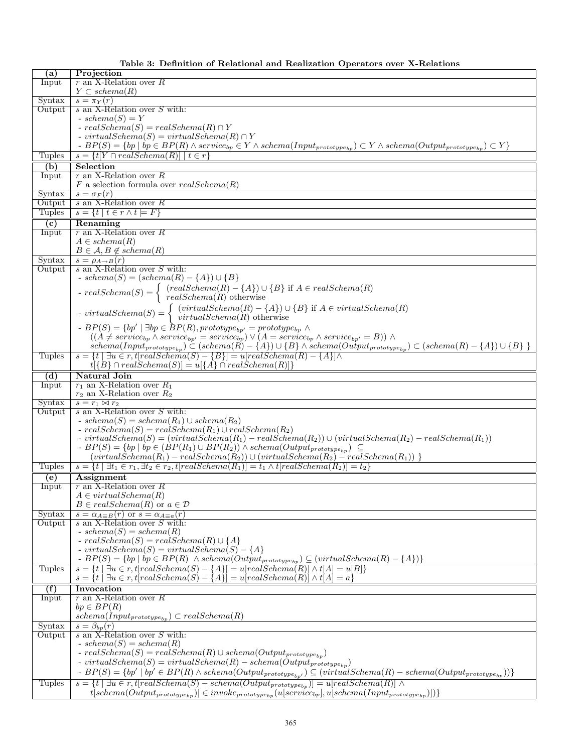**Table 3: Definition of Relational and Realization Operators over X-Relations**

| (a) | Projection |
|---|---|
| Input | $r$ an X-Relation over $R$<br>$Y \subset schema(R)$ |
| Syntax | $s = \pi_Y(r)$ |
| Output | $s$ an X-Relation over $S$ with:<br>- $schema(S) = Y$<br>- $realSchema(S) = realSchema(R) \cap Y$<br>- $virtualSchema(S) = virtualSchema(R) \cap Y$<br>- $BP(S) = \{bp \mid bp \in BP(R) \wedge service_{bp} \in Y \wedge schema(Input_{prototype_{bp}}) \subset Y \wedge schema(Output_{prototype_{bp}}) \subset Y\}$ |
| Tuples | $s = \{t[Y \cap realSchema(R)] \mid t \in r\}$ |
| **(b)** | **Selection** |
| Input | $r$ an X-Relation over $R$<br>$F$ a selection formula over $realSchema(R)$ |
| Syntax | $s = \sigma_F(r)$ |
| Output | $s$ an X-Relation over $R$ |
| Tuples | $s = \{t \mid t \in r \wedge t \models F\}$ |
| **(c)** | **Renaming** |
| Input | $r$ an X-Relation over $R$<br>$A \in schema(R)$<br>$B \in \mathcal{A}, B \notin schema(R)$ |
| Syntax | $s = \rho_{A \to B}(r)$ |
| Output | $s$ an X-Relation over $S$ with:<br>- $schema(S) = (schema(R) - \{A\}) \cup \{B\}$<br>- $realSchema(S) = \begin{cases} (realSchema(R) - \{A\}) \cup \{B\} \text{ if } A \in realSchema(R) \\ realSchema(R) \text{ otherwise} \end{cases}$<br>- $virtualSchema(S) = \begin{cases} (virtualSchema(R) - \{A\}) \cup \{B\} \text{ if } A \in virtualSchema(R) \\ virtualSchema(R) \text{ otherwise} \end{cases}$<br>- $BP(S) = \{bp' \mid \exists bp \in BP(R), prototype_{bp'} = prototype_{bp} \wedge$ $((A \neq service_{bp} \wedge service_{bp'} = service_{bp}) \vee (A = service_{bp} \wedge service_{bp'} = B)) \wedge$ $schema(Input_{prototype_{bp}}) \subset (schema(R) - \{A\}) \cup \{B\} \wedge schema(Output_{prototype_{bp}}) \subset (schema(R) - \{A\}) \cup \{B\}\ \}$ |
| Tuples | $s = \{t \mid \exists u \in r, t[realSchema(S) - \{B\}] = u[realSchema(R) - \{A\}] \wedge$ $t[\{B\} \cap realSchema(S)] = u[\{A\} \cap realSchema(R)]\}$ |
| **(d)** | **Natural Join** |
| Input | $r_1$ an X-Relation over $R_1$<br>$r_2$ an X-Relation over $R_2$ |
| Syntax | $s = r_1 \bowtie r_2$ |
| Output | $s$ an X-Relation over $S$ with:<br>- $schema(S) = schema(R_1) \cup schema(R_2)$<br>- $realSchema(S) = realSchema(R_1) \cup realSchema(R_2)$<br>- $virtualSchema(S) = (virtualSchema(R_1) - realSchema(R_2)) \cup (virtualSchema(R_2) - realSchema(R_1))$<br>- $BP(S) = \{bp \mid bp \in (BP(R_1) \cup BP(R_2)) \wedge schema(Output_{prototype_{bp}}) \subseteq$ $(virtualSchema(R_1) - realSchema(R_2)) \cup (virtualSchema(R_2) - realSchema(R_1))\ \}$ |
| Tuples | $s = \{t \mid \exists t_1 \in r_1, \exists t_2 \in r_2, t[realSchema(R_1)] = t_1 \wedge t[realSchema(R_2)] = t_2\}$ |
| **(e)** | **Assignment** |
| Input | $r$ an X-Relation over $R$<br>$A \in virtualSchema(R)$<br>$B \in realSchema(R)$ or $a \in \mathcal{D}$ |
| Syntax | $s = \alpha_{A \equiv B}(r)$ or $s = \alpha_{A \equiv a}(r)$ |
| Output | $s$ an X-Relation over $S$ with:<br>- $schema(S) = schema(R)$<br>- $realSchema(S) = realSchema(R) \cup \{A\}$<br>- $virtualSchema(S) = virtualSchema(S) - \{A\}$<br>- $BP(S) = \{bp \mid bp \in BP(R)\ \wedge schema(Output_{prototype_{bp}}) \subseteq (virtualSchema(R) - \{A\})\}$ |
| Tuples | $s = \{t \mid \exists u \in r, t[realSchema(S) - \{A\}] = u[realSchema(R)] \wedge t[A] = u[B]\}$<br>$s = \{t \mid \exists u \in r, t[realSchema(S) - \{A\}] = u[realSchema(R)] \wedge t[A] = a\}$ |
| **(f)** | **Invocation** |
| Input | $r$ an X-Relation over $R$<br>$bp \in BP(R)$<br>$schema(Input_{prototype_{bp}}) \subset realSchema(R)$ |
| Syntax | $s = \beta_{bp}(r)$ |
| Output | $s$ an X-Relation over $S$ with:<br>- $schema(S) = schema(R)$<br>- $realSchema(S) = realSchema(R) \cup schema(Output_{prototype_{bp}})$<br>- $virtualSchema(S) = virtualSchema(R) - schema(Output_{prototype_{bp}})$<br>- $BP(S) = \{bp' \mid bp' \in BP(R) \wedge schema(Output_{prototype_{bp'}}) \subseteq (virtualSchema(R) - schema(Output_{prototype_{bp}}))\}$ |
| Tuples | $s = \{t \mid \exists u \in r, t[realSchema(S) - schema(Output_{prototype_{bp}})] = u[realSchema(R)] \wedge$ $t[schema(Output_{prototype_{bp}})] \in invoke_{prototype_{bp}}(u[service_{bp}], u[schema(Input_{prototype_{bp}})])\}$ |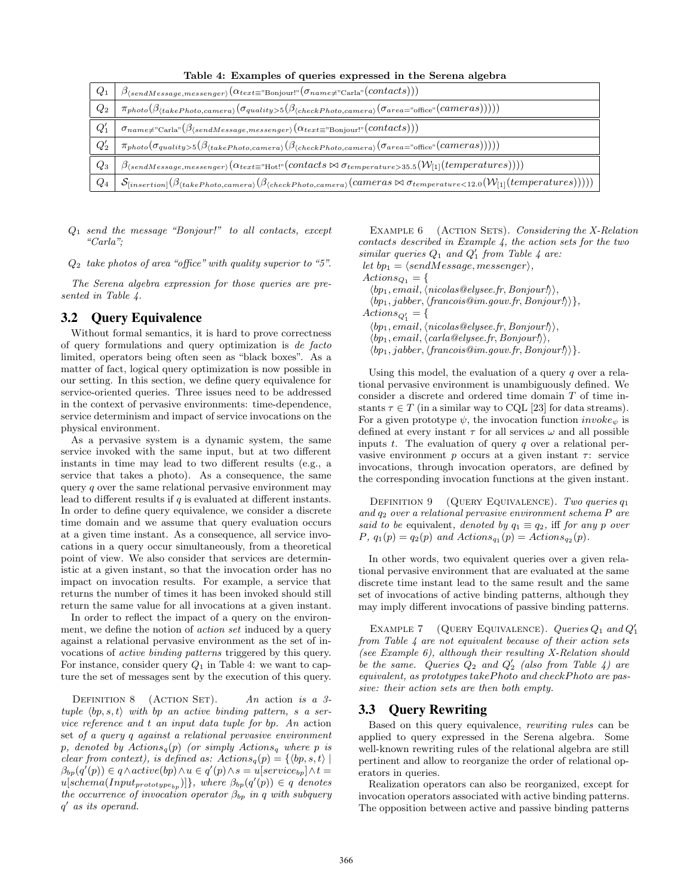**Table 4: Examples of queries expressed in the Serena algebra**

| | |
|---|---|
| $Q_1$ | $\beta_{\langle sendMessage, messenger\rangle}(\alpha_{text \equiv \text{"Bonjour!"}}(\sigma_{name \neq \text{"Carla"}}(contacts)))$ |
| $Q_2$ | $\pi_{photo}(\beta_{\langle takePhoto, camera\rangle}(\sigma_{quality>5}(\beta_{\langle checkPhoto, camera\rangle}(\sigma_{area=\text{"office"}}(cameras)))))$ |
| $Q_1'$ | $\sigma_{name \neq \text{"Carla"}}(\beta_{\langle sendMessage, messenger\rangle}(\alpha_{text \equiv \text{"Bonjour!"}}(contacts)))$ |
| $Q_2'$ | $\pi_{photo}(\sigma_{quality>5}(\beta_{\langle takePhoto, camera\rangle}(\beta_{\langle checkPhoto, camera\rangle}(\sigma_{area=\text{"office"}}(cameras)))))$ |
| $Q_3$ | $\beta_{\langle sendMessage, messenger\rangle}(\alpha_{text \equiv \text{"Hot!"}}(contacts \bowtie \sigma_{temperature>35.5}(\mathcal{W}_{[1]}(temperatures))))$ |
| $Q_4$ | $\mathcal{S}_{[insertion]}(\beta_{\langle takePhoto, camera\rangle}(\beta_{\langle checkPhoto, camera\rangle}(cameras \bowtie \sigma_{temperature<12.0}(\mathcal{W}_{[1]}(temperatures)))))$ |

$Q_1$ *send the message "Bonjour!" to all contacts, except "Carla";*

$Q_2$ *take photos of area "office" with quality superior to "5".*

The Serena algebra expression for those queries are presented in Table 4.

## 3.2 Query Equivalence

Without formal semantics, it is hard to prove correctness of query formulations and query optimization is *de facto* limited, operators being often seen as "black boxes". As a matter of fact, logical query optimization is now possible in our setting. In this section, we define query equivalence for service-oriented queries. Three issues need to be addressed in the context of pervasive environments: time-dependence, service determinism and impact of service invocations on the physical environment.

As a pervasive system is a dynamic system, the same service invoked with the same input, but at two different instants in time may lead to two different results (e.g., a service that takes a photo). As a consequence, the same query $q$ over the same relational pervasive environment may lead to different results if $q$ is evaluated at different instants. In order to define query equivalence, we consider a discrete time domain and we assume that query evaluation occurs at a given time instant. As a consequence, all service invocations in a query occur simultaneously, from a theoretical point of view. We also consider that services are deterministic at a given instant, so that the invocation order has no impact on invocation results. For example, a service that returns the number of times it has been invoked should still return the same value for all invocations at a given instant.

In order to reflect the impact of a query on the environment, we define the notion of *action set* induced by a query against a relational pervasive environment as the set of invocations of *active binding patterns* triggered by this query. For instance, consider query $Q_1$ in Table 4: we want to capture the set of messages sent by the execution of this query.

Definition 8 (Action Set). *An* action *is a 3-tuple $\langle bp, s, t\rangle$ with $bp$ an active binding pattern, $s$ a service reference and $t$ an input data tuple for $bp$. An* action set *of a query $q$ against a relational pervasive environment $p$, denoted by $Actions_q(p)$ (or simply $Actions_q$ where $p$ is clear from context), is defined as: $Actions_q(p) = \{\langle bp, s, t\rangle \mid \beta_{bp}(q'(p)) \in q \wedge active(bp) \wedge u \in q'(p) \wedge s = u[service_{bp}] \wedge t = u[schema(Input_{prototype_{bp}})]\}$, where $\beta_{bp}(q'(p)) \in q$ denotes the occurrence of invocation operator $\beta_{bp}$ in $q$ with subquery $q'$ as its operand.*

Example 6 (Action Sets). *Considering the X-Relation contacts described in Example 4, the action sets for the two similar queries $Q_1$ and $Q_1'$ from Table 4 are:*
*let $bp_1 = \langle sendMessage, messenger\rangle$,*
*$Actions_{Q_1} = \{$*
*$\langle bp_1, email, \langle nicolas@elysee.fr, Bonjour!\rangle\rangle$,*
*$\langle bp_1, jabber, \langle francois@im.gouv.fr, Bonjour!\rangle\rangle\}$,*
*$Actions_{Q_1'} = \{$*
*$\langle bp_1, email, \langle nicolas@elysee.fr, Bonjour!\rangle\rangle$,*
*$\langle bp_1, email, \langle carla@elysee.fr, Bonjour!\rangle\rangle$,*
*$\langle bp_1, jabber, \langle francois@im.gouv.fr, Bonjour!\rangle\rangle\}$.*

Using this model, the evaluation of a query $q$ over a relational pervasive environment is unambiguously defined. We consider a discrete and ordered time domain $T$ of time instants $\tau \in T$ (in a similar way to CQL [23] for data streams). For a given prototype $\psi$, the invocation function $invoke_\psi$ is defined at every instant $\tau$ for all services $\omega$ and all possible inputs $t$. The evaluation of query $q$ over a relational pervasive environment $p$ occurs at a given instant $\tau$: service invocations, through invocation operators, are defined by the corresponding invocation functions at the given instant.

Definition 9 (Query Equivalence). *Two queries $q_1$ and $q_2$ over a relational pervasive environment schema $P$ are said to be* equivalent*, denoted by $q_1 \equiv q_2$, iff for any $p$ over $P$, $q_1(p) = q_2(p)$ and $Actions_{q_1}(p) = Actions_{q_2}(p)$.*

In other words, two equivalent queries over a given relational pervasive environment that are evaluated at the same discrete time instant lead to the same result and the same set of invocations of active binding patterns, although they may imply different invocations of passive binding patterns.

Example 7 (Query Equivalence). *Queries $Q_1$ and $Q_1'$ from Table 4 are not equivalent because of their action sets (see Example 6), although their resulting X-Relation should be the same. Queries $Q_2$ and $Q_2'$ (also from Table 4) are equivalent, as prototypes $takePhoto$ and $checkPhoto$ are passive: their action sets are then both empty.*

## 3.3 Query Rewriting

Based on this query equivalence, *rewriting rules* can be applied to query expressed in the Serena algebra. Some well-known rewriting rules of the relational algebra are still pertinent and allow to reorganize the order of relational operators in queries.

Realization operators can also be reorganized, except for invocation operators associated with active binding patterns. The opposition between active and passive binding patterns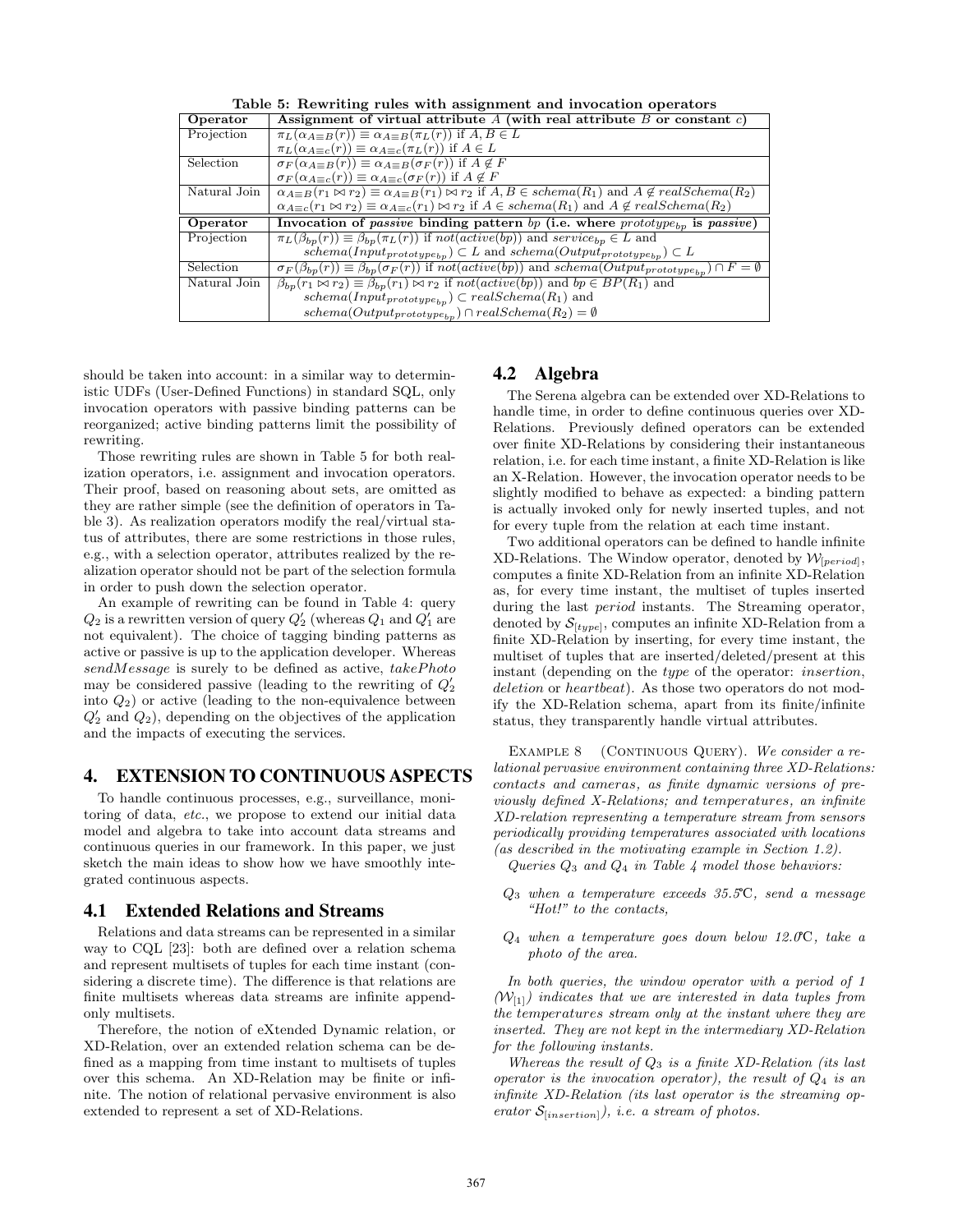**Table 5: Rewriting rules with assignment and invocation operators**

| Operator | Assignment of virtual attribute $A$ (with real attribute $B$ or constant $c$) |
|---|---|
| Projection | $\pi_L(\alpha_{A\equiv B}(r)) \equiv \alpha_{A\equiv B}(\pi_L(r))$ if $A, B \in L$ |
| | $\pi_L(\alpha_{A\equiv c}(r)) \equiv \alpha_{A\equiv c}(\pi_L(r))$ if $A \in L$ |
| Selection | $\sigma_F(\alpha_{A\equiv B}(r)) \equiv \alpha_{A\equiv B}(\sigma_F(r))$ if $A \notin F$ |
| | $\sigma_F(\alpha_{A\equiv c}(r)) \equiv \alpha_{A\equiv c}(\sigma_F(r))$ if $A \notin F$ |
| Natural Join | $\alpha_{A\equiv B}(r_1 \bowtie r_2) \equiv \alpha_{A\equiv B}(r_1) \bowtie r_2$ if $A, B \in schema(R_1)$ and $A \notin realSchema(R_2)$ |
| | $\alpha_{A\equiv c}(r_1 \bowtie r_2) \equiv \alpha_{A\equiv c}(r_1) \bowtie r_2$ if $A \in schema(R_1)$ and $A \notin realSchema(R_2)$ |
| **Operator** | **Invocation of *passive* binding pattern $bp$ (i.e. where $prototype_{bp}$ is *passive*)** |
| Projection | $\pi_L(\beta_{bp}(r)) \equiv \beta_{bp}(\pi_L(r))$ if $not(active(bp))$ and $service_{bp} \in L$ and $schema(Input_{prototype_{bp}}) \subset L$ and $schema(Output_{prototype_{bp}}) \subset L$ |
| Selection | $\sigma_F(\beta_{bp}(r)) \equiv \beta_{bp}(\sigma_F(r))$ if $not(active(bp))$ and $schema(Output_{prototype_{bp}}) \cap F = \emptyset$ |
| Natural Join | $\beta_{bp}(r_1 \bowtie r_2) \equiv \beta_{bp}(r_1) \bowtie r_2$ if $not(active(bp))$ and $bp \in BP(R_1)$ and $schema(Input_{prototype_{bp}}) \subset realSchema(R_1)$ and $schema(Output_{prototype_{bp}}) \cap realSchema(R_2) = \emptyset$ |

should be taken into account: in a similar way to deterministic UDFs (User-Defined Functions) in standard SQL, only invocation operators with passive binding patterns can be reorganized; active binding patterns limit the possibility of rewriting.

Those rewriting rules are shown in Table 5 for both realization operators, i.e. assignment and invocation operators. Their proof, based on reasoning about sets, are omitted as they are rather simple (see the definition of operators in Table 3). As realization operators modify the real/virtual status of attributes, there are some restrictions in those rules, e.g., with a selection operator, attributes realized by the realization operator should not be part of the selection formula in order to push down the selection operator.

An example of rewriting can be found in Table 4: query $Q_2$ is a rewritten version of query $Q_2'$ (whereas $Q_1$ and $Q_1'$ are not equivalent). The choice of tagging binding patterns as active or passive is up to the application developer. Whereas *sendMessage* is surely to be defined as active, *takePhoto* may be considered passive (leading to the rewriting of $Q_2'$ into $Q_2$) or active (leading to the non-equivalence between $Q_2'$ and $Q_2$), depending on the objectives of the application and the impacts of executing the services.

# 4. EXTENSION TO CONTINUOUS ASPECTS

To handle continuous processes, e.g., surveillance, monitoring of data, *etc.*, we propose to extend our initial data model and algebra to take into account data streams and continuous queries in our framework. In this paper, we just sketch the main ideas to show how we have smoothly integrated continuous aspects.

## 4.1 Extended Relations and Streams

Relations and data streams can be represented in a similar way to CQL [23]: both are defined over a relation schema and represent multisets of tuples for each time instant (considering a discrete time). The difference is that relations are finite multisets whereas data streams are infinite append-only multisets.

Therefore, the notion of eXtended Dynamic relation, or XD-Relation, over an extended relation schema can be defined as a mapping from time instant to multisets of tuples over this schema. An XD-Relation may be finite or infinite. The notion of relational pervasive environment is also extended to represent a set of XD-Relations.

## 4.2 Algebra

The Serena algebra can be extended over XD-Relations to handle time, in order to define continuous queries over XD-Relations. Previously defined operators can be extended over finite XD-Relations by considering their instantaneous relation, i.e. for each time instant, a finite XD-Relation is like an X-Relation. However, the invocation operator needs to be slightly modified to behave as expected: a binding pattern is actually invoked only for newly inserted tuples, and not for every tuple from the relation at each time instant.

Two additional operators can be defined to handle infinite XD-Relations. The Window operator, denoted by $\mathcal{W}_{[period]}$, computes a finite XD-Relation from an infinite XD-Relation as, for every time instant, the multiset of tuples inserted during the last *period* instants. The Streaming operator, denoted by $\mathcal{S}_{[type]}$, computes an infinite XD-Relation from a finite XD-Relation by inserting, for every time instant, the multiset of tuples that are inserted/deleted/present at this instant (depending on the *type* of the operator: *insertion*, *deletion* or *heartbeat*). As those two operators do not modify the XD-Relation schema, apart from its finite/infinite status, they transparently handle virtual attributes.

Example 8 (Continuous Query). *We consider a relational pervasive environment containing three XD-Relations: contacts and cameras, as finite dynamic versions of previously defined X-Relations; and temperatures, an infinite XD-relation representing a temperature stream from sensors periodically providing temperatures associated with locations (as described in the motivating example in Section 1.2).*

*Queries $Q_3$ and $Q_4$ in Table 4 model those behaviors:*

- $Q_3$ *when a temperature exceeds 35.5°C, send a message "Hot!" to the contacts,*
- $Q_4$ *when a temperature goes down below 12.0°C, take a photo of the area.*

*In both queries, the window operator with a period of 1 ($\mathcal{W}_{[1]}$) indicates that we are interested in data tuples from the temperatures stream only at the instant where they are inserted. They are not kept in the intermediary XD-Relation for the following instants.*

*Whereas the result of $Q_3$ is a finite XD-Relation (its last operator is the invocation operator), the result of $Q_4$ is an infinite XD-Relation (its last operator is the streaming operator $\mathcal{S}_{[insertion]}$), i.e. a stream of photos.*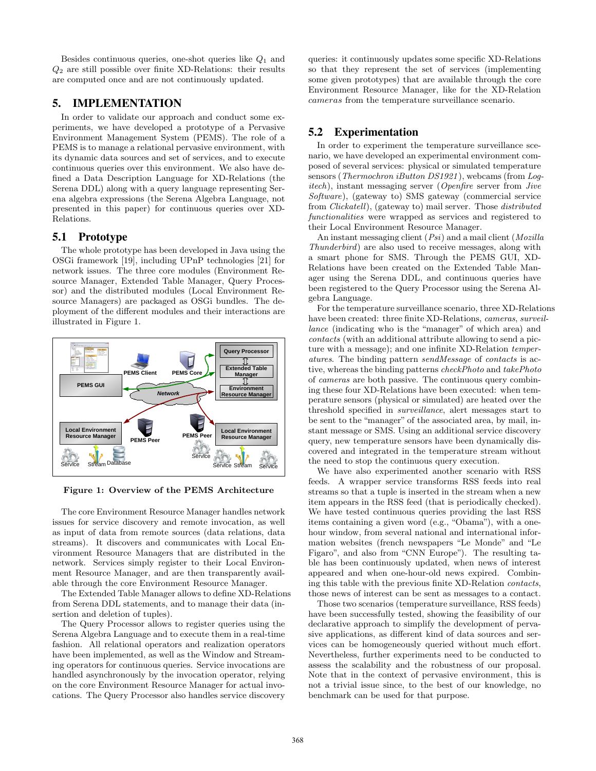Besides continuous queries, one-shot queries like $Q_1$ and $Q_2$ are still possible over finite XD-Relations: their results are computed once and are not continuously updated.

# 5. IMPLEMENTATION

In order to validate our approach and conduct some experiments, we have developed a prototype of a Pervasive Environment Management System (PEMS). The role of a PEMS is to manage a relational pervasive environment, with its dynamic data sources and set of services, and to execute continuous queries over this environment. We also have defined a Data Description Language for XD-Relations (the Serena DDL) along with a query language representing Serena algebra expressions (the Serena Algebra Language, not presented in this paper) for continuous queries over XD-Relations.

## 5.1 Prototype

The whole prototype has been developed in Java using the OSGi framework [19], including UPnP technologies [21] for network issues. The three core modules (Environment Resource Manager, Extended Table Manager, Query Processor) and the distributed modules (Local Environment Resource Managers) are packaged as OSGi bundles. The deployment of the different modules and their interactions are illustrated in Figure 1.

**Figure 1: Overview of the PEMS Architecture**

The core Environment Resource Manager handles network issues for service discovery and remote invocation, as well as input of data from remote sources (data relations, data streams). It discovers and communicates with Local Environment Resource Managers that are distributed in the network. Services simply register to their Local Environment Resource Manager, and are then transparently available through the core Environment Resource Manager.

The Extended Table Manager allows to define XD-Relations from Serena DDL statements, and to manage their data (insertion and deletion of tuples).

The Query Processor allows to register queries using the Serena Algebra Language and to execute them in a real-time fashion. All relational operators and realization operators have been implemented, as well as the Window and Streaming operators for continuous queries. Service invocations are handled asynchronously by the invocation operator, relying on the core Environment Resource Manager for actual invocations. The Query Processor also handles service discovery queries: it continuously updates some specific XD-Relations so that they represent the set of services (implementing some given prototypes) that are available through the core Environment Resource Manager, like for the XD-Relation *cameras* from the temperature surveillance scenario.

## 5.2 Experimentation

In order to experiment the temperature surveillance scenario, we have developed an experimental environment composed of several services: physical or simulated temperature sensors (*Thermochron iButton DS1921*), webcams (from *Logitech*), instant messaging server (*Openfire* server from *Jive Software*), (gateway to) SMS gateway (commercial service from *Clickatell*), (gateway to) mail server. Those *distributed functionalities* were wrapped as services and registered to their Local Environment Resource Manager.

An instant messaging client (*Psi*) and a mail client (*Mozilla Thunderbird*) are also used to receive messages, along with a smart phone for SMS. Through the PEMS GUI, XD-Relations have been created on the Extended Table Manager using the Serena DDL, and continuous queries have been registered to the Query Processor using the Serena Algebra Language.

For the temperature surveillance scenario, three XD-Relations have been created: three finite XD-Relations, *cameras*, *surveillance* (indicating who is the "manager" of which area) and *contacts* (with an additional attribute allowing to send a picture with a message); and one infinite XD-Relation *temperatures*. The binding pattern *sendMessage* of *contacts* is active, whereas the binding patterns *checkPhoto* and *takePhoto* of *cameras* are both passive. The continuous query combining these four XD-Relations have been executed: when temperature sensors (physical or simulated) are heated over the threshold specified in *surveillance*, alert messages start to be sent to the "manager" of the associated area, by mail, instant message or SMS. Using an additional service discovery query, new temperature sensors have been dynamically discovered and integrated in the temperature stream without the need to stop the continuous query execution.

We have also experimented another scenario with RSS feeds. A wrapper service transforms RSS feeds into real streams so that a tuple is inserted in the stream when a new item appears in the RSS feed (that is periodically checked). We have tested continuous queries providing the last RSS items containing a given word (e.g., "Obama"), with a one-hour window, from several national and international information websites (french newspapers "Le Monde" and "Le Figaro", and also from "CNN Europe"). The resulting table has been continuously updated, when news of interest appeared and when one-hour-old news expired. Combining this table with the previous finite XD-Relation *contacts*, those news of interest can be sent as messages to a contact.

Those two scenarios (temperature surveillance, RSS feeds) have been successfully tested, showing the feasibility of our declarative approach to simplify the development of pervasive applications, as different kind of data sources and services can be homogeneously queried without much effort. Nevertheless, further experiments need to be conducted to assess the scalability and the robustness of our proposal. Note that in the context of pervasive environment, this is not a trivial issue since, to the best of our knowledge, no benchmark can be used for that purpose.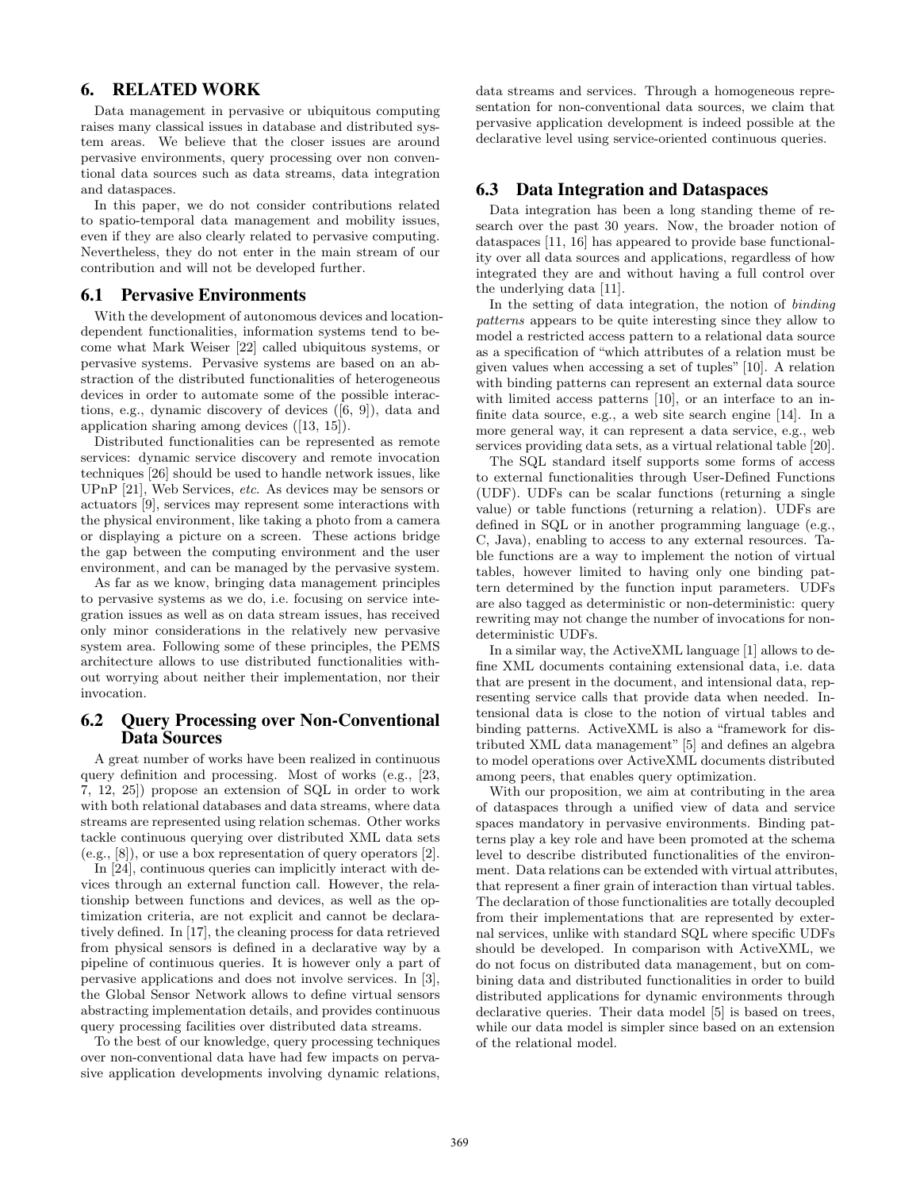## 6. RELATED WORK

Data management in pervasive or ubiquitous computing raises many classical issues in database and distributed system areas. We believe that the closer issues are around pervasive environments, query processing over non conventional data sources such as data streams, data integration and dataspaces.

In this paper, we do not consider contributions related to spatio-temporal data management and mobility issues, even if they are also clearly related to pervasive computing. Nevertheless, they do not enter in the main stream of our contribution and will not be developed further.

### 6.1 Pervasive Environments

With the development of autonomous devices and location-dependent functionalities, information systems tend to become what Mark Weiser [22] called ubiquitous systems, or pervasive systems. Pervasive systems are based on an abstraction of the distributed functionalities of heterogeneous devices in order to automate some of the possible interactions, e.g., dynamic discovery of devices ([6, 9]), data and application sharing among devices ([13, 15]).

Distributed functionalities can be represented as remote services: dynamic service discovery and remote invocation techniques [26] should be used to handle network issues, like UPnP [21], Web Services, *etc*. As devices may be sensors or actuators [9], services may represent some interactions with the physical environment, like taking a photo from a camera or displaying a picture on a screen. These actions bridge the gap between the computing environment and the user environment, and can be managed by the pervasive system.

As far as we know, bringing data management principles to pervasive systems as we do, i.e. focusing on service integration issues as well as on data stream issues, has received only minor considerations in the relatively new pervasive system area. Following some of these principles, the PEMS architecture allows to use distributed functionalities without worrying about neither their implementation, nor their invocation.

### 6.2 Query Processing over Non-Conventional Data Sources

A great number of works have been realized in continuous query definition and processing. Most of works (e.g., [23, 7, 12, 25]) propose an extension of SQL in order to work with both relational databases and data streams, where data streams are represented using relation schemas. Other works tackle continuous querying over distributed XML data sets (e.g., [8]), or use a box representation of query operators [2].

In [24], continuous queries can implicitly interact with devices through an external function call. However, the relationship between functions and devices, as well as the optimization criteria, are not explicit and cannot be declaratively defined. In [17], the cleaning process for data retrieved from physical sensors is defined in a declarative way by a pipeline of continuous queries. It is however only a part of pervasive applications and does not involve services. In [3], the Global Sensor Network allows to define virtual sensors abstracting implementation details, and provides continuous query processing facilities over distributed data streams.

To the best of our knowledge, query processing techniques over non-conventional data have had few impacts on pervasive application developments involving dynamic relations, data streams and services. Through a homogeneous representation for non-conventional data sources, we claim that pervasive application development is indeed possible at the declarative level using service-oriented continuous queries.

### 6.3 Data Integration and Dataspaces

Data integration has been a long standing theme of research over the past 30 years. Now, the broader notion of dataspaces [11, 16] has appeared to provide base functionality over all data sources and applications, regardless of how integrated they are and without having a full control over the underlying data [11].

In the setting of data integration, the notion of *binding patterns* appears to be quite interesting since they allow to model a restricted access pattern to a relational data source as a specification of "which attributes of a relation must be given values when accessing a set of tuples" [10]. A relation with binding patterns can represent an external data source with limited access patterns [10], or an interface to an infinite data source, e.g., a web site search engine [14]. In a more general way, it can represent a data service, e.g., web services providing data sets, as a virtual relational table [20].

The SQL standard itself supports some forms of access to external functionalities through User-Defined Functions (UDF). UDFs can be scalar functions (returning a single value) or table functions (returning a relation). UDFs are defined in SQL or in another programming language (e.g., C, Java), enabling to access to any external resources. Table functions are a way to implement the notion of virtual tables, however limited to having only one binding pattern determined by the function input parameters. UDFs are also tagged as deterministic or non-deterministic: query rewriting may not change the number of invocations for non-deterministic UDFs.

In a similar way, the ActiveXML language [1] allows to define XML documents containing extensional data, i.e. data that are present in the document, and intensional data, representing service calls that provide data when needed. Intensional data is close to the notion of virtual tables and binding patterns. ActiveXML is also a "framework for distributed XML data management" [5] and defines an algebra to model operations over ActiveXML documents distributed among peers, that enables query optimization.

With our proposition, we aim at contributing in the area of dataspaces through a unified view of data and service spaces mandatory in pervasive environments. Binding patterns play a key role and have been promoted at the schema level to describe distributed functionalities of the environment. Data relations can be extended with virtual attributes, that represent a finer grain of interaction than virtual tables. The declaration of those functionalities are totally decoupled from their implementations that are represented by external services, unlike with standard SQL where specific UDFs should be developed. In comparison with ActiveXML, we do not focus on distributed data management, but on combining data and distributed functionalities in order to build distributed applications for dynamic environments through declarative queries. Their data model [5] is based on trees, while our data model is simpler since based on an extension of the relational model.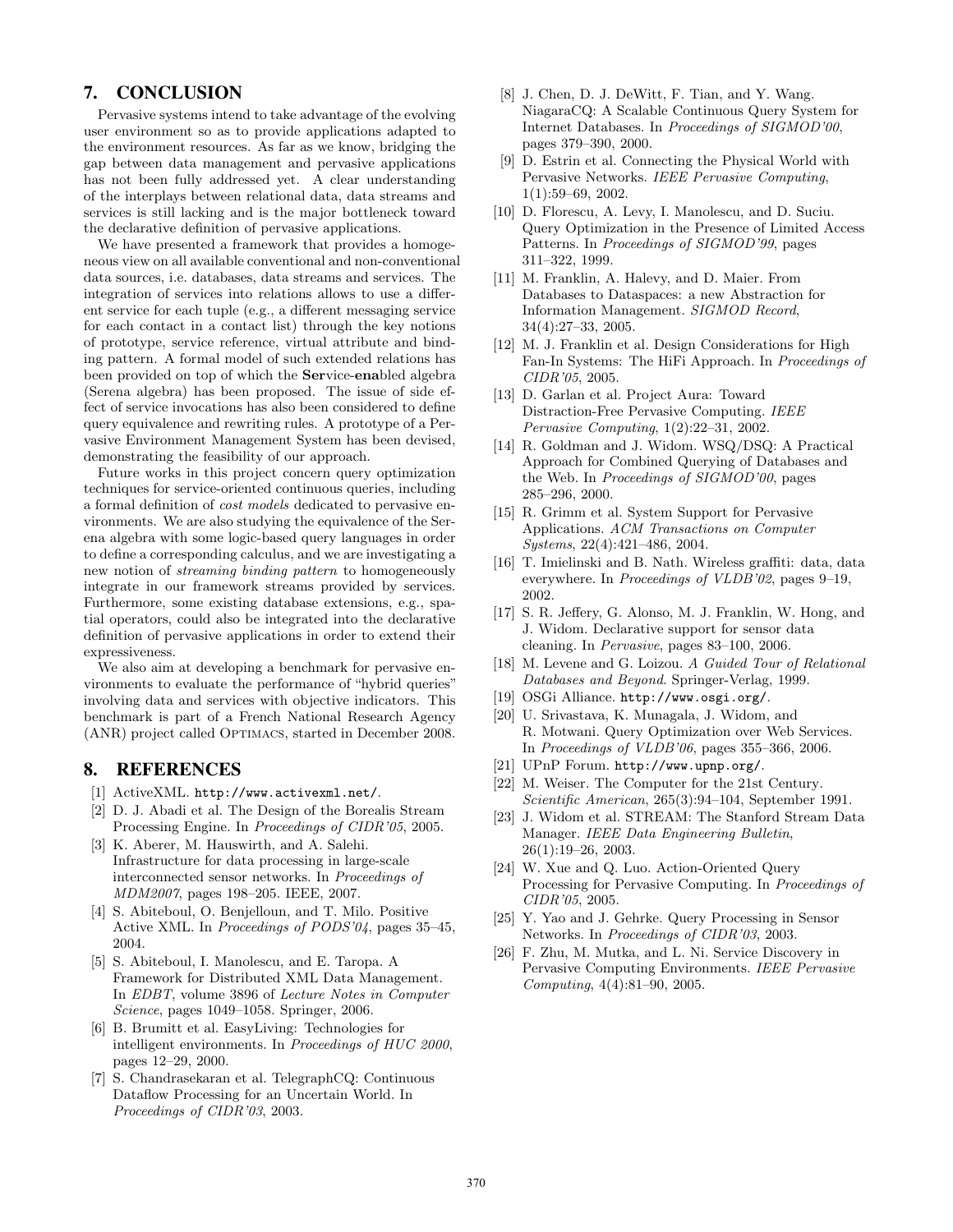## 7. CONCLUSION

Pervasive systems intend to take advantage of the evolving user environment so as to provide applications adapted to the environment resources. As far as we know, bridging the gap between data management and pervasive applications has not been fully addressed yet. A clear understanding of the interplays between relational data, data streams and services is still lacking and is the major bottleneck toward the declarative definition of pervasive applications.

We have presented a framework that provides a homogeneous view on all available conventional and non-conventional data sources, i.e. databases, data streams and services. The integration of services into relations allows to use a different service for each tuple (e.g., a different messaging service for each contact in a contact list) through the key notions of prototype, service reference, virtual attribute and binding pattern. A formal model of such extended relations has been provided on top of which the **Ser**vice-**ena**bled algebra (Serena algebra) has been proposed. The issue of side effect of service invocations has also been considered to define query equivalence and rewriting rules. A prototype of a Pervasive Environment Management System has been devised, demonstrating the feasibility of our approach.

Future works in this project concern query optimization techniques for service-oriented continuous queries, including a formal definition of *cost models* dedicated to pervasive environments. We are also studying the equivalence of the Serena algebra with some logic-based query languages in order to define a corresponding calculus, and we are investigating a new notion of *streaming binding pattern* to homogeneously integrate in our framework streams provided by services. Furthermore, some existing database extensions, e.g., spatial operators, could also be integrated into the declarative definition of pervasive applications in order to extend their expressiveness.

We also aim at developing a benchmark for pervasive environments to evaluate the performance of "hybrid queries" involving data and services with objective indicators. This benchmark is part of a French National Research Agency (ANR) project called OPTIMACS, started in December 2008.

## 8. REFERENCES

[1] ActiveXML. http://www.activexml.net/.

[2] D. J. Abadi et al. The Design of the Borealis Stream Processing Engine. In *Proceedings of CIDR'05*, 2005.

[3] K. Aberer, M. Hauswirth, and A. Salehi. Infrastructure for data processing in large-scale interconnected sensor networks. In *Proceedings of MDM2007*, pages 198–205. IEEE, 2007.

[4] S. Abiteboul, O. Benjelloun, and T. Milo. Positive Active XML. In *Proceedings of PODS'04*, pages 35–45, 2004.

[5] S. Abiteboul, I. Manolescu, and E. Taropa. A Framework for Distributed XML Data Management. In *EDBT*, volume 3896 of *Lecture Notes in Computer Science*, pages 1049–1058. Springer, 2006.

[6] B. Brumitt et al. EasyLiving: Technologies for intelligent environments. In *Proceedings of HUC 2000*, pages 12–29, 2000.

[7] S. Chandrasekaran et al. TelegraphCQ: Continuous Dataflow Processing for an Uncertain World. In *Proceedings of CIDR'03*, 2003.

[8] J. Chen, D. J. DeWitt, F. Tian, and Y. Wang. NiagaraCQ: A Scalable Continuous Query System for Internet Databases. In *Proceedings of SIGMOD'00*, pages 379–390, 2000.

[9] D. Estrin et al. Connecting the Physical World with Pervasive Networks. *IEEE Pervasive Computing*, 1(1):59–69, 2002.

[10] D. Florescu, A. Levy, I. Manolescu, and D. Suciu. Query Optimization in the Presence of Limited Access Patterns. In *Proceedings of SIGMOD'99*, pages 311–322, 1999.

[11] M. Franklin, A. Halevy, and D. Maier. From Databases to Dataspaces: a new Abstraction for Information Management. *SIGMOD Record*, 34(4):27–33, 2005.

[12] M. J. Franklin et al. Design Considerations for High Fan-In Systems: The HiFi Approach. In *Proceedings of CIDR'05*, 2005.

[13] D. Garlan et al. Project Aura: Toward Distraction-Free Pervasive Computing. *IEEE Pervasive Computing*, 1(2):22–31, 2002.

[14] R. Goldman and J. Widom. WSQ/DSQ: A Practical Approach for Combined Querying of Databases and the Web. In *Proceedings of SIGMOD'00*, pages 285–296, 2000.

[15] R. Grimm et al. System Support for Pervasive Applications. *ACM Transactions on Computer Systems*, 22(4):421–486, 2004.

[16] T. Imielinski and B. Nath. Wireless graffiti: data, data everywhere. In *Proceedings of VLDB'02*, pages 9–19, 2002.

[17] S. R. Jeffery, G. Alonso, M. J. Franklin, W. Hong, and J. Widom. Declarative support for sensor data cleaning. In *Pervasive*, pages 83–100, 2006.

[18] M. Levene and G. Loizou. *A Guided Tour of Relational Databases and Beyond*. Springer-Verlag, 1999.

[19] OSGi Alliance. http://www.osgi.org/.

[20] U. Srivastava, K. Munagala, J. Widom, and R. Motwani. Query Optimization over Web Services. In *Proceedings of VLDB'06*, pages 355–366, 2006.

[21] UPnP Forum. http://www.upnp.org/.

[22] M. Weiser. The Computer for the 21st Century. *Scientific American*, 265(3):94–104, September 1991.

[23] J. Widom et al. STREAM: The Stanford Stream Data Manager. *IEEE Data Engineering Bulletin*, 26(1):19–26, 2003.

[24] W. Xue and Q. Luo. Action-Oriented Query Processing for Pervasive Computing. In *Proceedings of CIDR'05*, 2005.

[25] Y. Yao and J. Gehrke. Query Processing in Sensor Networks. In *Proceedings of CIDR'03*, 2003.

[26] F. Zhu, M. Mutka, and L. Ni. Service Discovery in Pervasive Computing Environments. *IEEE Pervasive Computing*, 4(4):81–90, 2005.